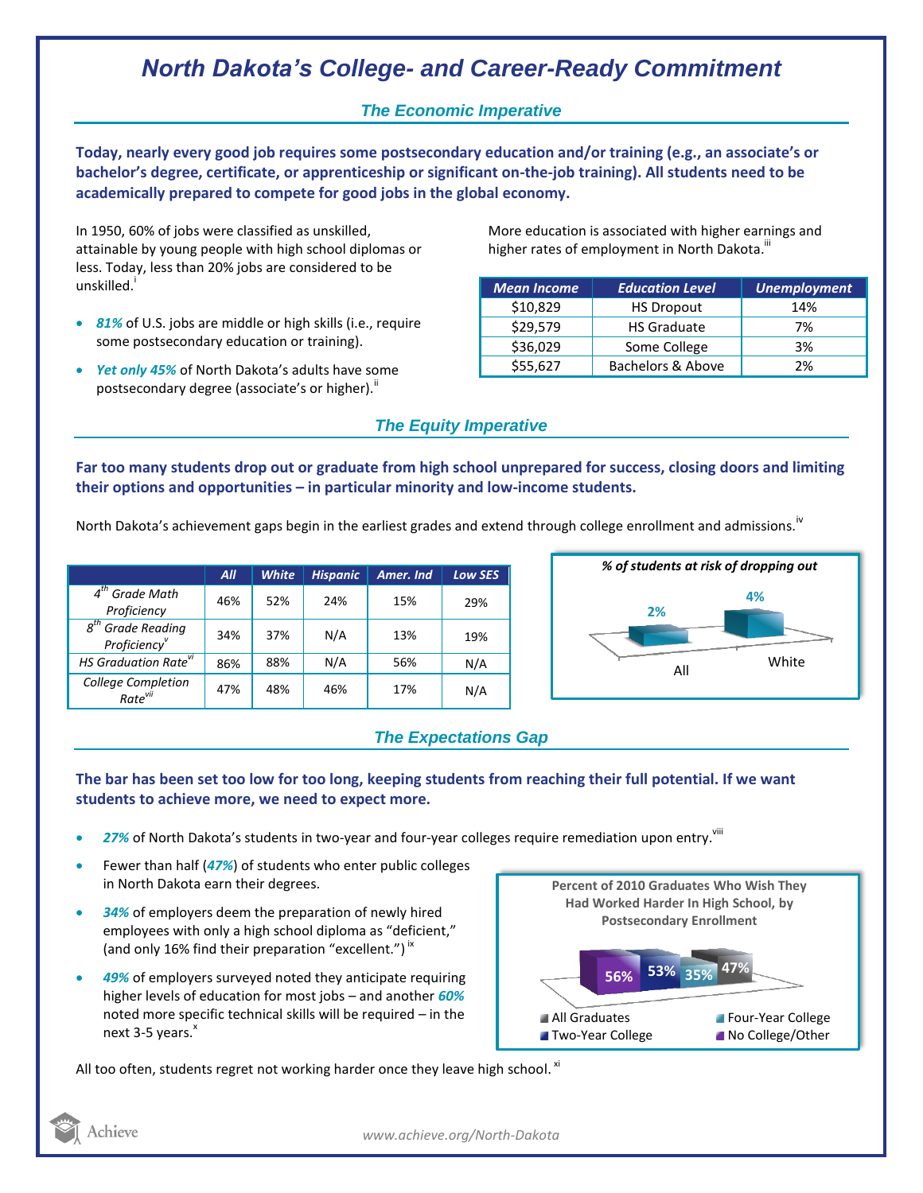# North Dakota's College- and Career-Ready Commitment

## The Economic Imperative

**Today, nearly every good job requires some postsecondary education and/or training (e.g., an associate's or bachelor's degree, certificate, or apprenticeship or significant on-the-job training). All students need to be academically prepared to compete for good jobs in the global economy.**

In 1950, 60% of jobs were classified as unskilled, attainable by young people with high school diplomas or less. Today, less than 20% jobs are considered to be unskilled.[i]

- ***81%*** of U.S. jobs are middle or high skills (i.e., require some postsecondary education or training).
- ***Yet only 45%*** of North Dakota's adults have some postsecondary degree (associate's or higher).[ii]

More education is associated with higher earnings and higher rates of employment in North Dakota.[iii]

| Mean Income | Education Level | Unemployment |
|---|---|---|
| $10,829 | HS Dropout | 14% |
| $29,579 | HS Graduate | 7% |
| $36,029 | Some College | 3% |
| $55,627 | Bachelors & Above | 2% |

## The Equity Imperative

**Far too many students drop out or graduate from high school unprepared for success, closing doors and limiting their options and opportunities – in particular minority and low-income students.**

North Dakota's achievement gaps begin in the earliest grades and extend through college enrollment and admissions.[iv]

| | All | White | Hispanic | Amer. Ind | Low SES |
|---|---|---|---|---|---|
| 4th Grade Math Proficiency | 46% | 52% | 24% | 15% | 29% |
| 8th Grade Reading Proficiency[v] | 34% | 37% | N/A | 13% | 19% |
| HS Graduation Rate[vi] | 86% | 88% | N/A | 56% | N/A |
| College Completion Rate[vii] | 47% | 48% | 46% | 17% | N/A |

*% of students at risk of dropping out*

| All | White |
|---|---|
| 2% | 4% |

## The Expectations Gap

**The bar has been set too low for too long, keeping students from reaching their full potential. If we want students to achieve more, we need to expect more.**

- ***27%*** of North Dakota's students in two-year and four-year colleges require remediation upon entry.[viii]
- Fewer than half (***47%***) of students who enter public colleges in North Dakota earn their degrees.
- ***34%*** of employers deem the preparation of newly hired employees with only a high school diploma as "deficient," (and only 16% find their preparation "excellent.")[ix]
- ***49%*** of employers surveyed noted they anticipate requiring higher levels of education for most jobs – and another ***60%*** noted more specific technical skills will be required – in the next 3-5 years.[x]

**Percent of 2010 Graduates Who Wish They Had Worked Harder In High School, by Postsecondary Enrollment**

| No College/Other | Two-Year College | Four-Year College | All Graduates |
|---|---|---|---|
| 56% | 53% | 35% | 47% |

All too often, students regret not working harder once they leave high school.[xi]

www.achieve.org/North-Dakota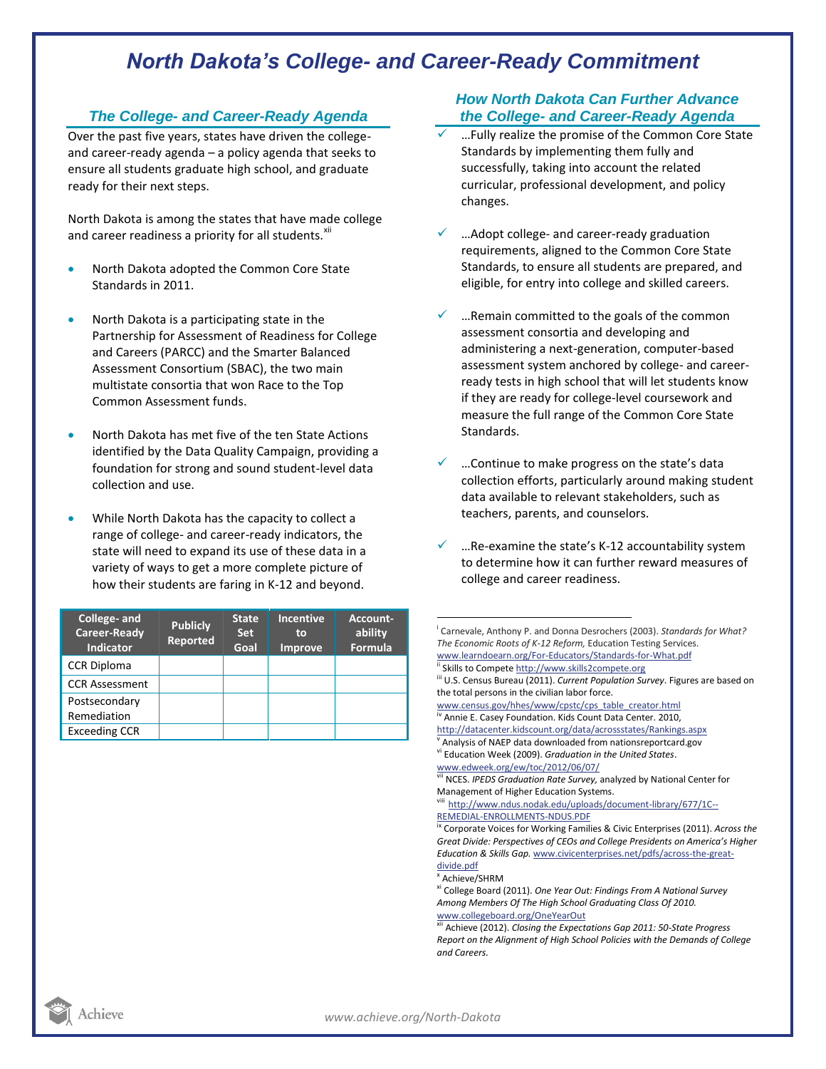# North Dakota's College- and Career-Ready Commitment

## The College- and Career-Ready Agenda

Over the past five years, states have driven the college- and career-ready agenda – a policy agenda that seeks to ensure all students graduate high school, and graduate ready for their next steps.

North Dakota is among the states that have made college and career readiness a priority for all students.[xii]

- North Dakota adopted the Common Core State Standards in 2011.
- North Dakota is a participating state in the Partnership for Assessment of Readiness for College and Careers (PARCC) and the Smarter Balanced Assessment Consortium (SBAC), the two main multistate consortia that won Race to the Top Common Assessment funds.
- North Dakota has met five of the ten State Actions identified by the Data Quality Campaign, providing a foundation for strong and sound student-level data collection and use.
- While North Dakota has the capacity to collect a range of college- and career-ready indicators, the state will need to expand its use of these data in a variety of ways to get a more complete picture of how their students are faring in K-12 and beyond.

| College- and Career-Ready Indicator | Publicly Reported | State Set Goal | Incentive to Improve | Account-ability Formula |
|---|---|---|---|---|
| CCR Diploma | | | | |
| CCR Assessment | | | | |
| Postsecondary Remediation | | | | |
| Exceeding CCR | | | | |

## How North Dakota Can Further Advance the College- and Career-Ready Agenda

- ✓ …Fully realize the promise of the Common Core State Standards by implementing them fully and successfully, taking into account the related curricular, professional development, and policy changes.
- ✓ …Adopt college- and career-ready graduation requirements, aligned to the Common Core State Standards, to ensure all students are prepared, and eligible, for entry into college and skilled careers.
- ✓ …Remain committed to the goals of the common assessment consortia and developing and administering a next-generation, computer-based assessment system anchored by college- and career-ready tests in high school that will let students know if they are ready for college-level coursework and measure the full range of the Common Core State Standards.
- ✓ …Continue to make progress on the state's data collection efforts, particularly around making student data available to relevant stakeholders, such as teachers, parents, and counselors.
- ✓ …Re-examine the state's K-12 accountability system to determine how it can further reward measures of college and career readiness.

---

[i] Carnevale, Anthony P. and Donna Desrochers (2003). *Standards for What? The Economic Roots of K-12 Reform,* Education Testing Services. www.learndoearn.org/For-Educators/Standards-for-What.pdf

[ii] Skills to Compete http://www.skills2compete.org

[iii] U.S. Census Bureau (2011). *Current Population Survey*. Figures are based on the total persons in the civilian labor force. www.census.gov/hhes/www/cpstc/cps_table_creator.html

[iv] Annie E. Casey Foundation. Kids Count Data Center. 2010, http://datacenter.kidscount.org/data/acrossstates/Rankings.aspx

[v] Analysis of NAEP data downloaded from nationsreportcard.gov

[vi] Education Week (2009). *Graduation in the United States*. www.edweek.org/ew/toc/2012/06/07/

[vii] NCES. *IPEDS Graduation Rate Survey,* analyzed by National Center for Management of Higher Education Systems.

[viii] http://www.ndus.nodak.edu/uploads/document-library/677/1C--REMEDIAL-ENROLLMENTS-NDUS.PDF

[ix] Corporate Voices for Working Families & Civic Enterprises (2011). *Across the Great Divide: Perspectives of CEOs and College Presidents on America's Higher Education & Skills Gap.* www.civicenterprises.net/pdfs/across-the-great-divide.pdf

[x] Achieve/SHRM

[xi] College Board (2011). *One Year Out: Findings From A National Survey Among Members Of The High School Graduating Class Of 2010.* www.collegeboard.org/OneYearOut

[xii] Achieve (2012). *Closing the Expectations Gap 2011: 50-State Progress Report on the Alignment of High School Policies with the Demands of College and Careers.*